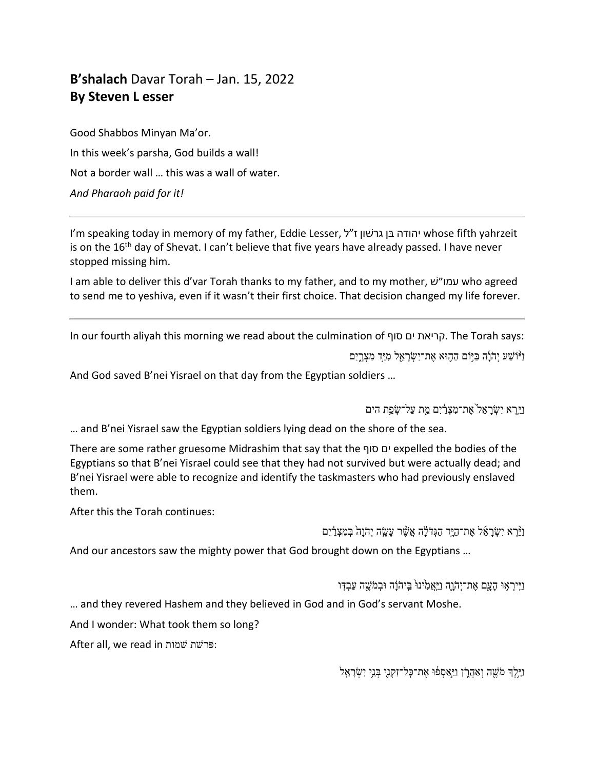# **B'shalach** Davar Torah – Jan. 15, 2022
## **By Steven L esser**

Good Shabbos Minyan Ma'or.

In this week's parsha, God builds a wall!

Not a border wall … this was a wall of water.

*And Pharaoh paid for it!*

---

I'm speaking today in memory of my father, Eddie Lesser, יהודה בן גרשון ז"ל whose fifth yahrzeit is on the 16th day of Shevat. I can't believe that five years have already passed. I have never stopped missing him.

I am able to deliver this d'var Torah thanks to my father, and to my mother, עמו"ש who agreed to send me to yeshiva, even if it wasn't their first choice. That decision changed my life forever.

---

In our fourth aliyah this morning we read about the culmination of קריאת ים סוף. The Torah says:

וַיּוֹשַׁע יְהֹוָה בַּיּוֹם הַהוּא אֶת־יִשְׂרָאֵל מִיַּד מִצְרָיִם

And God saved B'nei Yisrael on that day from the Egyptian soldiers …

וַיַּרְא יִשְׂרָאֵל֙ אֶת־מִצְרַ֔יִם מֵ֖ת עַל־שְׂפַ֥ת הים

… and B'nei Yisrael saw the Egyptian soldiers lying dead on the shore of the sea.

There are some rather gruesome Midrashim that say that the ים סוף expelled the bodies of the Egyptians so that B'nei Yisrael could see that they had not survived but were actually dead; and B'nei Yisrael were able to recognize and identify the taskmasters who had previously enslaved them.

After this the Torah continues:

וַיַּ֨רְא יִשְׂרָאֵ֜ל אֶת־הַיָּ֣ד הַגְּדֹלָ֗ה אֲשֶׁ֨ר עָשָׂ֤ה יְהֹוָה֙ בְּמִצְרַ֔יִם

And our ancestors saw the mighty power that God brought down on the Egyptians …

וַיִּֽירְא֥וּ הָעָ֖ם אֶת־יְהֹוָ֑ה וַיַּֽאֲמִ֙ינוּ֙ בַּֽיהֹוָ֔ה וּבְמֹשֶׁ֖ה עַבְדּֽוֹ

… and they revered Hashem and they believed in God and in God's servant Moshe.

And I wonder: What took them so long?

After all, we read in פרשת שמות:

וַיֵּ֥לֶךְ מֹשֶׁ֖ה וְאַהֲרֹ֑ן וַיַּ֣אַסְפ֔וּ אֶת־כׇּל־זִקְנֵ֖י בְּנֵ֥י יִשְׂרָאֵֽל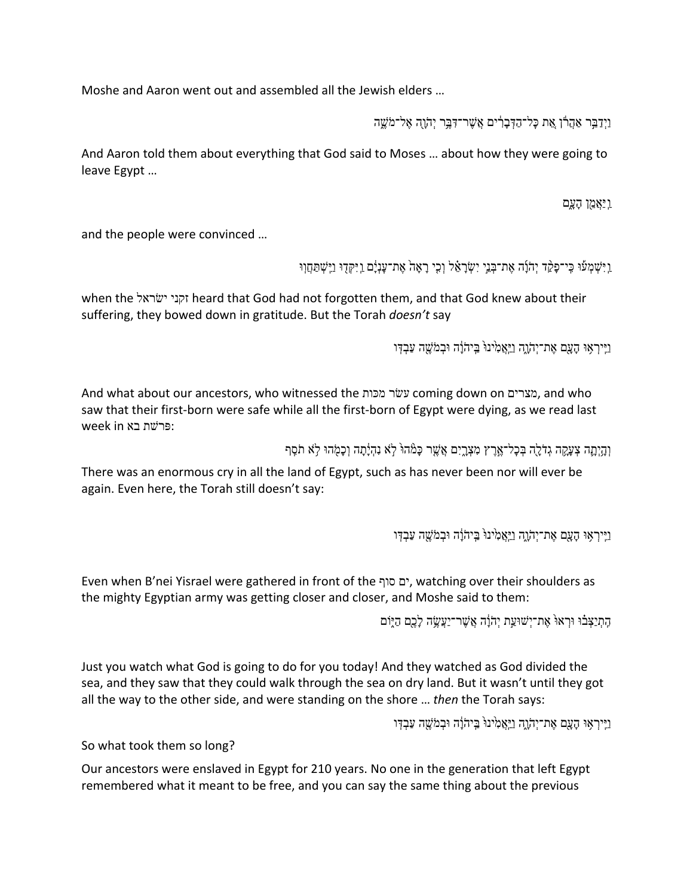Moshe and Aaron went out and assembled all the Jewish elders …

וַיְדַבֵּ֣ר אַהֲרֹ֔ן אֵ֚ת כָּל־הַדְּבָרִ֔ים אֲשֶׁר־דִּבֶּ֥ר יְהֹוָ֖ה אֶל־מֹשֶׁ֑ה

And Aaron told them about everything that God said to Moses … about how they were going to leave Egypt …

וַֽיַּאֲמֵ֖ן הָעָ֑ם

and the people were convinced …

וַֽיִּשְׁמְע֞וּ כִּֽי־פָקַ֨ד יְהֹוָ֜ה אֶת־בְּנֵ֣י יִשְׂרָאֵ֗ל וְכִ֤י רָאָה֙ אֶת־עָנְיָ֔ם וַֽיִּקְּד֖וּ וַיִּֽשְׁתַּחֲוֽוּ

when the זקני ישראל heard that God had not forgotten them, and that God knew about their suffering, they bowed down in gratitude. But the Torah *doesn't* say

וַיִּֽירְא֥וּ הָעָ֖ם אֶת־יְהֹוָ֑ה וַיַּֽאֲמִ֙ינוּ֙ בַּֽיהֹוָ֔ה וּבְמֹשֶׁ֖ה עַבְדּֽוֹ

And what about our ancestors, who witnessed the עשׂר מכות coming down on מצרים, and who saw that their first-born were safe while all the first-born of Egypt were dying, as we read last week in פרשת בא:

וְהָֽיְתָ֛ה צְעָקָ֥ה גְדֹלָ֖ה בְּכׇל־אֶ֣רֶץ מִצְרָ֑יִם אֲשֶׁ֤ר כָּמֹ֙הוּ֙ לֹ֣א נִהְיָ֔תָה וְכָמֹ֖הוּ לֹ֥א תֹסִֽף

There was an enormous cry in all the land of Egypt, such as has never been nor will ever be again. Even here, the Torah still doesn't say:

וַיִּֽירְא֥וּ הָעָ֖ם אֶת־יְהֹוָ֑ה וַיַּֽאֲמִ֙ינוּ֙ בַּֽיהֹוָ֔ה וּבְמֹשֶׁ֖ה עַבְדּֽוֹ

Even when B'nei Yisrael were gathered in front of the ים סוף, watching over their shoulders as the mighty Egyptian army was getting closer and closer, and Moshe said to them:

הִֽתְיַצְּב֗וּ וּרְאוּ֙ אֶת־יְשׁוּעַ֣ת יְהֹוָ֔ה אֲשֶׁר־יַעֲשֶׂ֥ה לָכֶ֖ם הַיּ֑וֹם

Just you watch what God is going to do for you today! And they watched as God divided the sea, and they saw that they could walk through the sea on dry land. But it wasn't until they got all the way to the other side, and were standing on the shore … *then* the Torah says:

וַיִּֽירְא֥וּ הָעָ֖ם אֶת־יְהֹוָ֑ה וַיַּֽאֲמִ֙ינוּ֙ בַּֽיהֹוָ֔ה וּבְמֹשֶׁ֖ה עַבְדּֽוֹ

So what took them so long?

Our ancestors were enslaved in Egypt for 210 years. No one in the generation that left Egypt remembered what it meant to be free, and you can say the same thing about the previous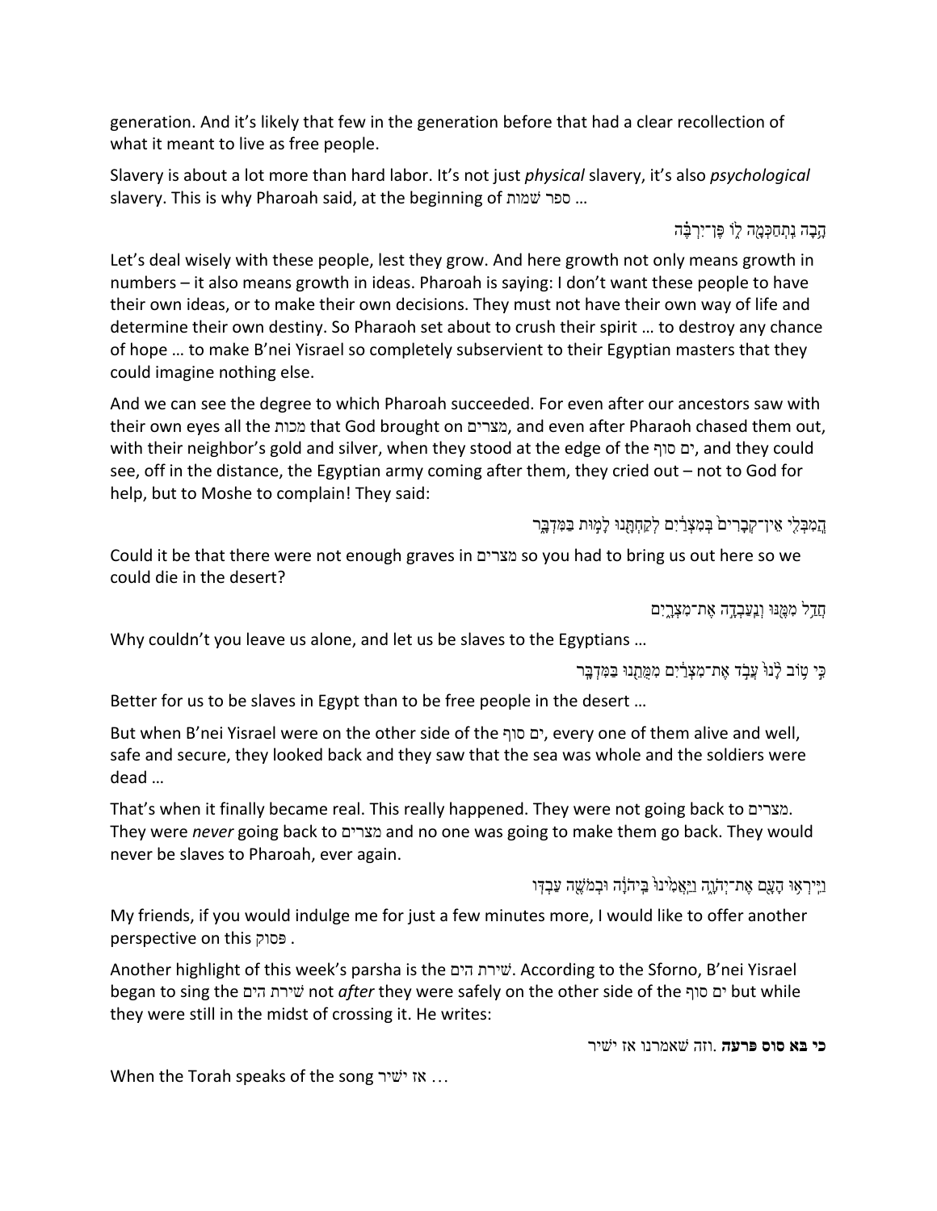generation. And it's likely that few in the generation before that had a clear recollection of what it meant to live as free people.

Slavery is about a lot more than hard labor. It's not just *physical* slavery, it's also *psychological* slavery. This is why Pharoah said, at the beginning of ספר שמות …

הָבָה נִתְחַכְּמָה לוֹ פֶּן־יִרְבֶּה

Let's deal wisely with these people, lest they grow. And here growth not only means growth in numbers – it also means growth in ideas. Pharoah is saying: I don't want these people to have their own ideas, or to make their own decisions. They must not have their own way of life and determine their own destiny. So Pharaoh set about to crush their spirit … to destroy any chance of hope … to make B'nei Yisrael so completely subservient to their Egyptian masters that they could imagine nothing else.

And we can see the degree to which Pharoah succeeded. For even after our ancestors saw with their own eyes all the מכות that God brought on מצרים, and even after Pharaoh chased them out, with their neighbor's gold and silver, when they stood at the edge of the ים סוף, and they could see, off in the distance, the Egyptian army coming after them, they cried out – not to God for help, but to Moshe to complain! They said:

הֲמִבְּלִי אֵין־קְבָרִים֙ בְּמִצְרַ֔יִם לְקַחְתָּ֖נוּ לָמ֣וּת בַּמִּדְבָּ֑ר

Could it be that there were not enough graves in מצרים so you had to bring us out here so we could die in the desert?

חֲדַ֥ל מִמֶּ֖נּוּ וְנַעַבְדָ֣ה אֶת־מִצְרָ֑יִם

Why couldn't you leave us alone, and let us be slaves to the Egyptians …

כִּ֣י ט֥וֹב לָ֙נוּ֙ עֲבֹ֣ד אֶת־מִצְרַ֔יִם מִמֻּתֵ֖נוּ בַּמִּדְבָּֽר

Better for us to be slaves in Egypt than to be free people in the desert …

But when B'nei Yisrael were on the other side of the ים סוף, every one of them alive and well, safe and secure, they looked back and they saw that the sea was whole and the soldiers were dead …

That's when it finally became real. This really happened. They were not going back to מצרים. They were *never* going back to מצרים and no one was going to make them go back. They would never be slaves to Pharoah, ever again.

וַיִּֽירְא֥וּ הָעָ֖ם אֶת־יְהֹוָ֑ה וַיַּֽאֲמִ֙ינוּ֙ בַּֽיהֹוָ֔ה וּבְמֹשֶׁ֖ה עַבְדּֽוֹ

My friends, if you would indulge me for just a few minutes more, I would like to offer another perspective on this פסוק .

Another highlight of this week's parsha is the שירת הים. According to the Sforno, B'nei Yisrael began to sing the שירת הים not *after* they were safely on the other side of the ים סוף but while they were still in the midst of crossing it. He writes:

**כי בא סוס פרעה**. וזה שאמרנו אז ישיר

When the Torah speaks of the song אז ישיר …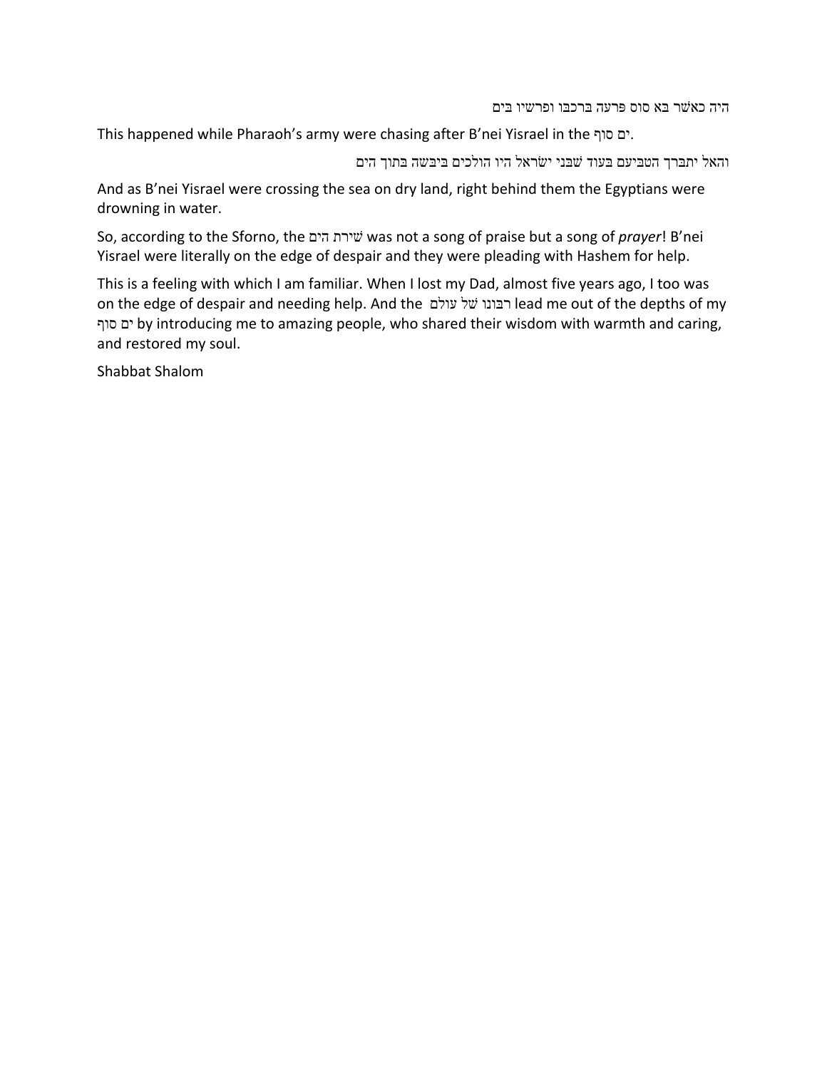היה כאשר בא סוס פרעה ברכבו ופרשיו בים

This happened while Pharaoh's army were chasing after B'nei Yisrael in the ים סוף.

והאל יתברך הטביעם בעוד שבני ישראל היו הולכים ביבשה בתוך הים

And as B'nei Yisrael were crossing the sea on dry land, right behind them the Egyptians were drowning in water.

So, according to the Sforno, the שירת הים was not a song of praise but a song of *prayer*! B'nei Yisrael were literally on the edge of despair and they were pleading with Hashem for help.

This is a feeling with which I am familiar. When I lost my Dad, almost five years ago, I too was on the edge of despair and needing help. And the רבונו של עולם lead me out of the depths of my ים סוף by introducing me to amazing people, who shared their wisdom with warmth and caring, and restored my soul.

Shabbat Shalom